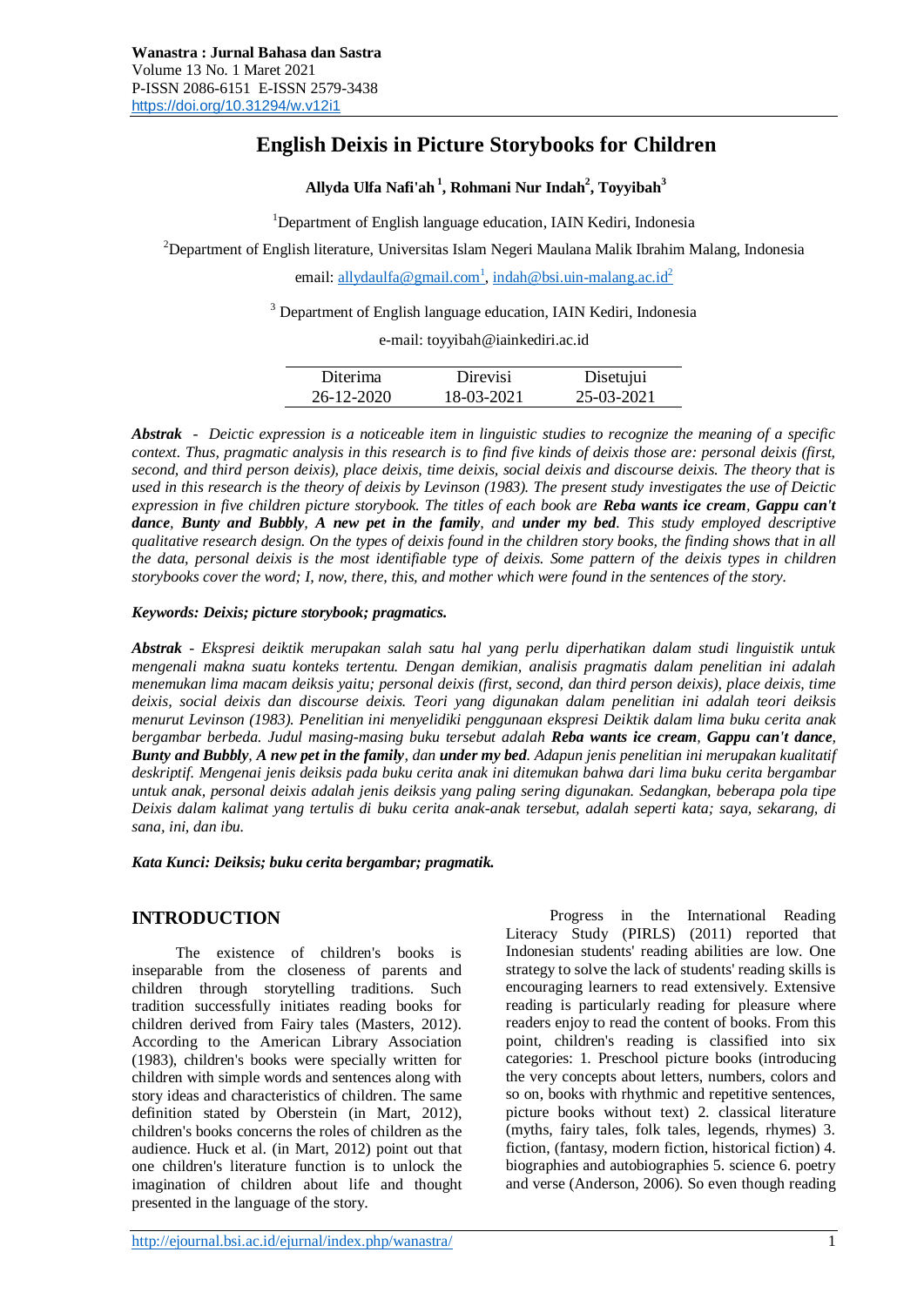# English Deixis in Picture Storybooks for Children

**Allyda Ulfa Nafi'ah [1], Rohmani Nur Indah[2], Toyyibah[3]**

[1]Department of English language education, IAIN Kediri, Indonesia

[2]Department of English literature, Universitas Islam Negeri Maulana Malik Ibrahim Malang, Indonesia

email: allydaulfa@gmail.com[1], indah@bsi.uin-malang.ac.id[2]

[3] Department of English language education, IAIN Kediri, Indonesia

e-mail: toyyibah@iainkediri.ac.id

| Diterima | Direvisi | Disetujui |
|---|---|---|
| 26-12-2020 | 18-03-2021 | 25-03-2021 |

***Abstrak** - Deictic expression is a noticeable item in linguistic studies to recognize the meaning of a specific context. Thus, pragmatic analysis in this research is to find five kinds of deixis those are: personal deixis (first, second, and third person deixis), place deixis, time deixis, social deixis and discourse deixis. The theory that is used in this research is the theory of deixis by Levinson (1983). The present study investigates the use of Deictic expression in five children picture storybook. The titles of each book are **Reba wants ice cream**, **Gappu can't dance**, **Bunty and Bubbly**, **A new pet in the family**, and **under my bed**. This study employed descriptive qualitative research design. On the types of deixis found in the children story books, the finding shows that in all the data, personal deixis is the most identifiable type of deixis. Some pattern of the deixis types in children storybooks cover the word; I, now, there, this, and mother which were found in the sentences of the story.*

***Keywords: Deixis; picture storybook; pragmatics.***

***Abstrak** - Ekspresi deiktik merupakan salah satu hal yang perlu diperhatikan dalam studi linguistik untuk mengenali makna suatu konteks tertentu. Dengan demikian, analisis pragmatis dalam penelitian ini adalah menemukan lima macam deiksis yaitu; personal deixis (first, second, dan third person deixis), place deixis, time deixis, social deixis dan discourse deixis. Teori yang digunakan dalam penelitian ini adalah teori deiksis menurut Levinson (1983). Penelitian ini menyelidiki penggunaan ekspresi Deiktik dalam lima buku cerita anak bergambar berbeda. Judul masing-masing buku tersebut adalah **Reba wants ice cream**, **Gappu can't dance**, **Bunty and Bubbly**, **A new pet in the family**, dan **under my bed**. Adapun jenis penelitian ini merupakan kualitatif deskriptif. Mengenai jenis deiksis pada buku cerita anak ini ditemukan bahwa dari lima buku cerita bergambar untuk anak, personal deixis adalah jenis deiksis yang paling sering digunakan. Sedangkan, beberapa pola tipe Deixis dalam kalimat yang tertulis di buku cerita anak-anak tersebut, adalah seperti kata; saya, sekarang, di sana, ini, dan ibu.*

***Kata Kunci: Deiksis; buku cerita bergambar; pragmatik.***

## INTRODUCTION

The existence of children's books is inseparable from the closeness of parents and children through storytelling traditions. Such tradition successfully initiates reading books for children derived from Fairy tales (Masters, 2012). According to the American Library Association (1983), children's books were specially written for children with simple words and sentences along with story ideas and characteristics of children. The same definition stated by Oberstein (in Mart, 2012), children's books concerns the roles of children as the audience. Huck et al. (in Mart, 2012) point out that one children's literature function is to unlock the imagination of children about life and thought presented in the language of the story.

Progress in the International Reading Literacy Study (PIRLS) (2011) reported that Indonesian students' reading abilities are low. One strategy to solve the lack of students' reading skills is encouraging learners to read extensively. Extensive reading is particularly reading for pleasure where readers enjoy to read the content of books. From this point, children's reading is classified into six categories: 1. Preschool picture books (introducing the very concepts about letters, numbers, colors and so on, books with rhythmic and repetitive sentences, picture books without text) 2. classical literature (myths, fairy tales, folk tales, legends, rhymes) 3. fiction, (fantasy, modern fiction, historical fiction) 4. biographies and autobiographies 5. science 6. poetry and verse (Anderson, 2006). So even though reading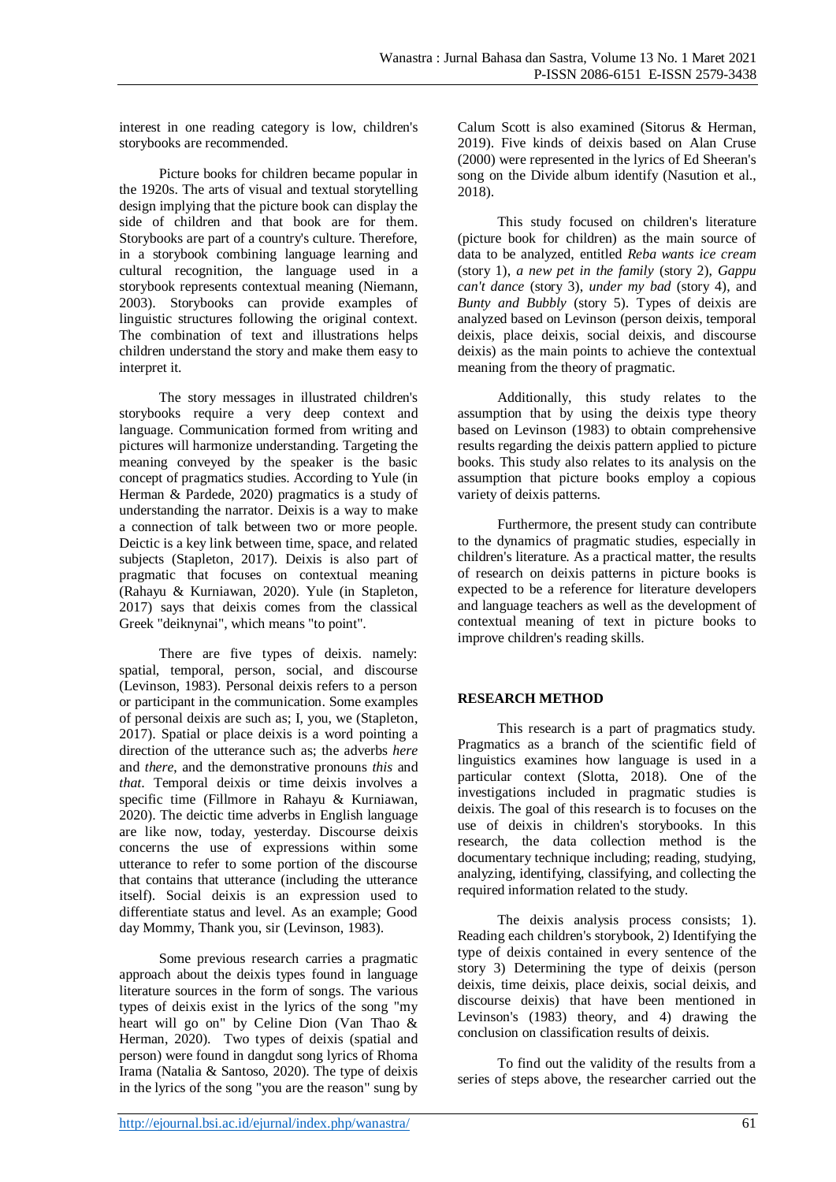interest in one reading category is low, children's storybooks are recommended.

Picture books for children became popular in the 1920s. The arts of visual and textual storytelling design implying that the picture book can display the side of children and that book are for them. Storybooks are part of a country's culture. Therefore, in a storybook combining language learning and cultural recognition, the language used in a storybook represents contextual meaning (Niemann, 2003). Storybooks can provide examples of linguistic structures following the original context. The combination of text and illustrations helps children understand the story and make them easy to interpret it.

The story messages in illustrated children's storybooks require a very deep context and language. Communication formed from writing and pictures will harmonize understanding. Targeting the meaning conveyed by the speaker is the basic concept of pragmatics studies. According to Yule (in Herman & Pardede, 2020) pragmatics is a study of understanding the narrator. Deixis is a way to make a connection of talk between two or more people. Deictic is a key link between time, space, and related subjects (Stapleton, 2017). Deixis is also part of pragmatic that focuses on contextual meaning (Rahayu & Kurniawan, 2020). Yule (in Stapleton, 2017) says that deixis comes from the classical Greek "deiknynai", which means "to point".

There are five types of deixis. namely: spatial, temporal, person, social, and discourse (Levinson, 1983). Personal deixis refers to a person or participant in the communication. Some examples of personal deixis are such as; I, you, we (Stapleton, 2017). Spatial or place deixis is a word pointing a direction of the utterance such as; the adverbs *here* and *there*, and the demonstrative pronouns *this* and *that*. Temporal deixis or time deixis involves a specific time (Fillmore in Rahayu & Kurniawan, 2020). The deictic time adverbs in English language are like now, today, yesterday. Discourse deixis concerns the use of expressions within some utterance to refer to some portion of the discourse that contains that utterance (including the utterance itself). Social deixis is an expression used to differentiate status and level. As an example; Good day Mommy, Thank you, sir (Levinson, 1983).

Some previous research carries a pragmatic approach about the deixis types found in language literature sources in the form of songs. The various types of deixis exist in the lyrics of the song "my heart will go on" by Celine Dion (Van Thao & Herman, 2020). Two types of deixis (spatial and person) were found in dangdut song lyrics of Rhoma Irama (Natalia & Santoso, 2020). The type of deixis in the lyrics of the song "you are the reason" sung by Calum Scott is also examined (Sitorus & Herman, 2019). Five kinds of deixis based on Alan Cruse (2000) were represented in the lyrics of Ed Sheeran's song on the Divide album identify (Nasution et al., 2018).

This study focused on children's literature (picture book for children) as the main source of data to be analyzed, entitled *Reba wants ice cream* (story 1), *a new pet in the family* (story 2), *Gappu can't dance* (story 3), *under my bad* (story 4), and *Bunty and Bubbly* (story 5). Types of deixis are analyzed based on Levinson (person deixis, temporal deixis, place deixis, social deixis, and discourse deixis) as the main points to achieve the contextual meaning from the theory of pragmatic.

Additionally, this study relates to the assumption that by using the deixis type theory based on Levinson (1983) to obtain comprehensive results regarding the deixis pattern applied to picture books. This study also relates to its analysis on the assumption that picture books employ a copious variety of deixis patterns.

Furthermore, the present study can contribute to the dynamics of pragmatic studies, especially in children's literature. As a practical matter, the results of research on deixis patterns in picture books is expected to be a reference for literature developers and language teachers as well as the development of contextual meaning of text in picture books to improve children's reading skills.

## RESEARCH METHOD

This research is a part of pragmatics study. Pragmatics as a branch of the scientific field of linguistics examines how language is used in a particular context (Slotta, 2018). One of the investigations included in pragmatic studies is deixis. The goal of this research is to focuses on the use of deixis in children's storybooks. In this research, the data collection method is the documentary technique including; reading, studying, analyzing, identifying, classifying, and collecting the required information related to the study.

The deixis analysis process consists; 1). Reading each children's storybook, 2) Identifying the type of deixis contained in every sentence of the story 3) Determining the type of deixis (person deixis, time deixis, place deixis, social deixis, and discourse deixis) that have been mentioned in Levinson's (1983) theory, and 4) drawing the conclusion on classification results of deixis.

To find out the validity of the results from a series of steps above, the researcher carried out the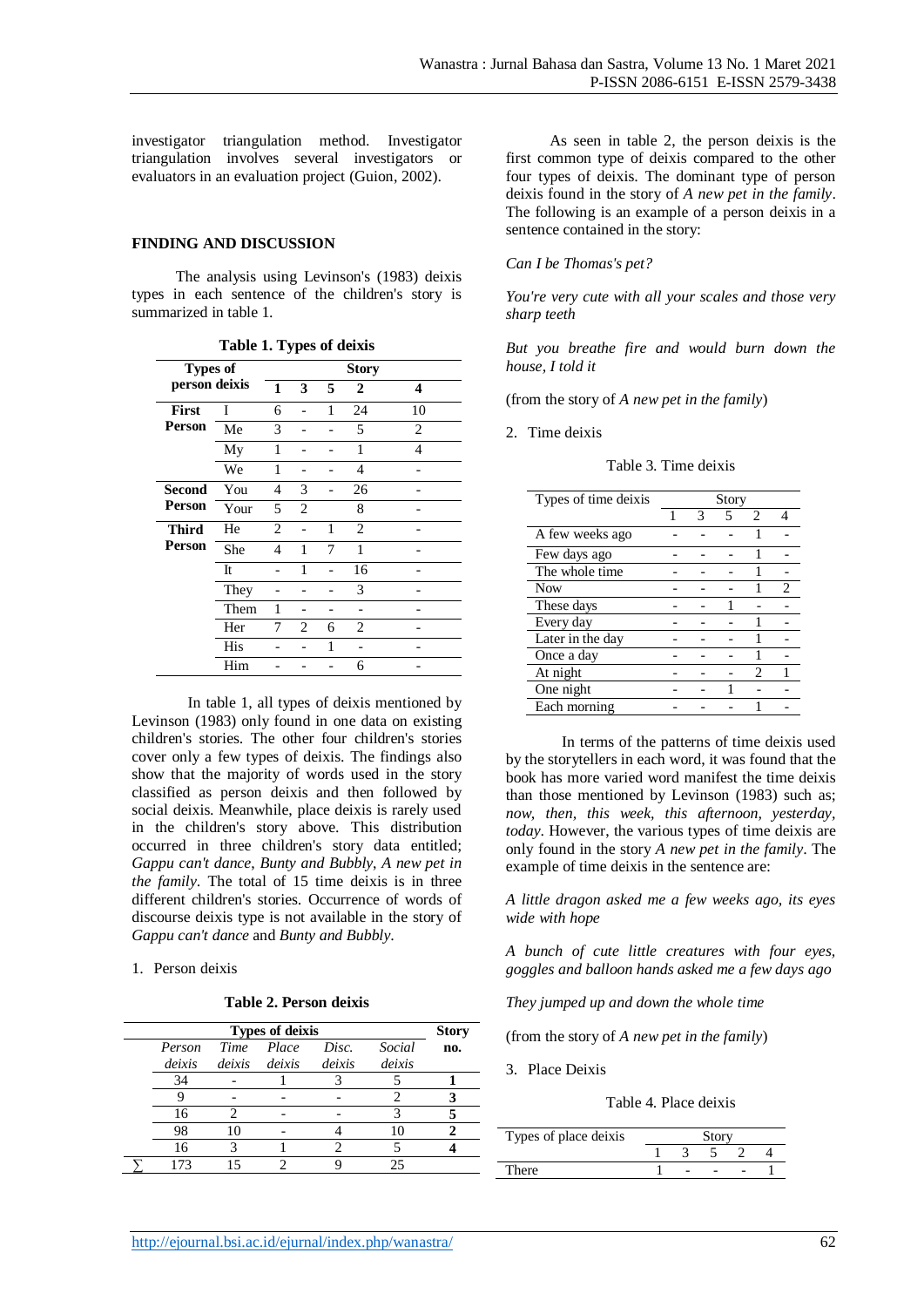investigator triangulation method. Investigator triangulation involves several investigators or evaluators in an evaluation project (Guion, 2002).

**FINDING AND DISCUSSION**

The analysis using Levinson's (1983) deixis types in each sentence of the children's story is summarized in table 1.

**Table 1. Types of deixis**

| Types of person deixis | | Story | | | | |
|---|---|---|---|---|---|---|
| | | 1 | 3 | 5 | 2 | 4 |
| **First Person** | I | 6 | - | 1 | 24 | 10 |
| | Me | 3 | - | - | 5 | 2 |
| | My | 1 | - | - | 1 | 4 |
| | We | 1 | - | - | 4 | - |
| **Second Person** | You | 4 | 3 | - | 26 | - |
| | Your | 5 | 2 | | 8 | - |
| **Third Person** | He | 2 | - | 1 | 2 | - |
| | She | 4 | 1 | 7 | 1 | - |
| | It | - | 1 | - | 16 | - |
| | They | - | - | - | 3 | - |
| | Them | 1 | - | - | - | - |
| | Her | 7 | 2 | 6 | 2 | - |
| | His | - | - | 1 | - | - |
| | Him | - | - | - | 6 | - |

In table 1, all types of deixis mentioned by Levinson (1983) only found in one data on existing children's stories. The other four children's stories cover only a few types of deixis. The findings also show that the majority of words used in the story classified as person deixis and then followed by social deixis. Meanwhile, place deixis is rarely used in the children's story above. This distribution occurred in three children's story data entitled; *Gappu can't dance*, *Bunty and Bubbly*, *A new pet in the family*. The total of 15 time deixis is in three different children's stories. Occurrence of words of discourse deixis type is not available in the story of *Gappu can't dance* and *Bunty and Bubbly*.

1. Person deixis

**Table 2. Person deixis**

| | Types of deixis | | | | | Story no. |
|---|---|---|---|---|---|---|
| | *Person deixis* | *Time deixis* | *Place deixis* | *Disc. deixis* | *Social deixis* | |
| | 34 | - | 1 | 3 | 5 | **1** |
| | 9 | - | - | - | 2 | **3** |
| | 16 | 2 | - | - | 3 | **5** |
| | 98 | 10 | - | 4 | 10 | **2** |
| | 16 | 3 | 1 | 2 | 5 | **4** |
| ∑ | 173 | 15 | 2 | 9 | 25 | |

As seen in table 2, the person deixis is the first common type of deixis compared to the other four types of deixis. The dominant type of person deixis found in the story of *A new pet in the family*. The following is an example of a person deixis in a sentence contained in the story:

*Can I be Thomas's pet?*

*You're very cute with all your scales and those very sharp teeth*

*But you breathe fire and would burn down the house, I told it*

(from the story of *A new pet in the family*)

2. Time deixis

Table 3. Time deixis

| Types of time deixis | Story | | | | |
|---|---|---|---|---|---|
| | 1 | 3 | 5 | 2 | 4 |
| A few weeks ago | - | - | - | 1 | - |
| Few days ago | - | - | - | 1 | - |
| The whole time | - | - | - | 1 | - |
| Now | - | - | - | 1 | 2 |
| These days | - | - | 1 | - | - |
| Every day | - | - | - | 1 | - |
| Later in the day | - | - | - | 1 | - |
| Once a day | - | - | - | 1 | - |
| At night | - | - | - | 2 | 1 |
| One night | - | - | 1 | - | - |
| Each morning | - | - | - | 1 | - |

In terms of the patterns of time deixis used by the storytellers in each word, it was found that the book has more varied word manifest the time deixis than those mentioned by Levinson (1983) such as; *now, then, this week, this afternoon, yesterday, today*. However, the various types of time deixis are only found in the story *A new pet in the family*. The example of time deixis in the sentence are:

*A little dragon asked me a few weeks ago, its eyes wide with hope*

*A bunch of cute little creatures with four eyes, goggles and balloon hands asked me a few days ago*

*They jumped up and down the whole time*

(from the story of *A new pet in the family*)

3. Place Deixis

Table 4. Place deixis

| Types of place deixis | Story | | | | |
|---|---|---|---|---|---|
| | 1 | 3 | 5 | 2 | 4 |
| There | 1 | - | - | - | 1 |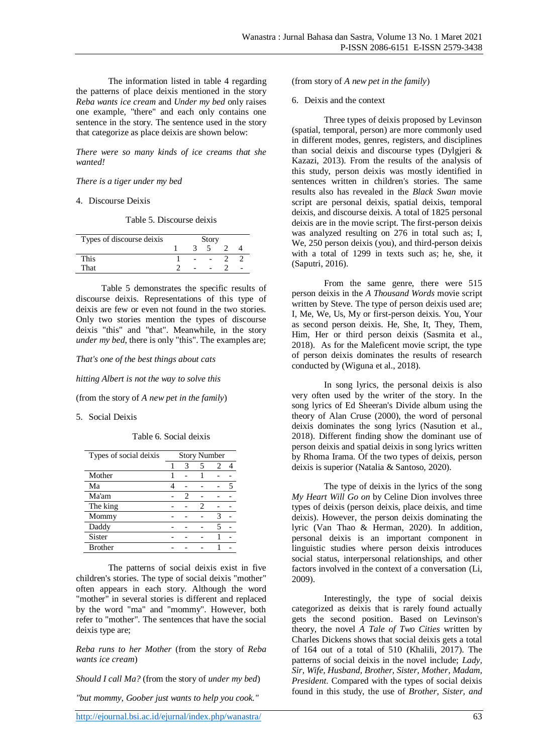The information listed in table 4 regarding the patterns of place deixis mentioned in the story *Reba wants ice cream* and *Under my bed* only raises one example, "there" and each only contains one sentence in the story. The sentence used in the story that categorize as place deixis are shown below:

*There were so many kinds of ice creams that she wanted!*

*There is a tiger under my bed*

4. Discourse Deixis

Table 5. Discourse deixis

| Types of discourse deixis | Story | | | | |
|---|---|---|---|---|---|
| | 1 | 3 | 5 | 2 | 4 |
| This | 1 | - | - | 2 | 2 |
| That | 2 | - | - | 2 | - |

Table 5 demonstrates the specific results of discourse deixis. Representations of this type of deixis are few or even not found in the two stories. Only two stories mention the types of discourse deixis "this" and "that". Meanwhile, in the story *under my bed*, there is only "this". The examples are;

*That's one of the best things about cats*

*hitting Albert is not the way to solve this*

(from the story of *A new pet in the family*)

5. Social Deixis

Table 6. Social deixis

| Types of social deixis | Story Number | | | | |
|---|---|---|---|---|---|
| | 1 | 3 | 5 | 2 | 4 |
| Mother | 1 | - | 1 | - | - |
| Ma | 4 | - | - | - | 5 |
| Ma'am | - | 2 | - | - | - |
| The king | - | - | 2 | - | - |
| Mommy | - | - | - | 3 | - |
| Daddy | - | - | - | 5 | - |
| Sister | - | - | - | 1 | - |
| Brother | - | - | - | 1 | - |

The patterns of social deixis exist in five children's stories. The type of social deixis "mother" often appears in each story. Although the word "mother" in several stories is different and replaced by the word "ma" and "mommy". However, both refer to "mother". The sentences that have the social deixis type are;

*Reba runs to her Mother* (from the story of *Reba wants ice cream*)

*Should I call Ma?* (from the story of *under my bed*)

*"but mommy, Goober just wants to help you cook."*

(from story of *A new pet in the family*)

6. Deixis and the context

Three types of deixis proposed by Levinson (spatial, temporal, person) are more commonly used in different modes, genres, registers, and disciplines than social deixis and discourse types (Dylgjeri & Kazazi, 2013). From the results of the analysis of this study, person deixis was mostly identified in sentences written in children's stories. The same results also has revealed in the *Black Swan* movie script are personal deixis, spatial deixis, temporal deixis, and discourse deixis. A total of 1825 personal deixis are in the movie script. The first-person deixis was analyzed resulting on 276 in total such as; I, We, 250 person deixis (you), and third-person deixis with a total of 1299 in texts such as; he, she, it (Saputri, 2016).

From the same genre, there were 515 person deixis in the *A Thousand Words* movie script written by Steve. The type of person deixis used are; I, Me, We, Us, My or first-person deixis. You, Your as second person deixis. He, She, It, They, Them, Him, Her or third person deixis (Sasmita et al., 2018). As for the Maleficent movie script, the type of person deixis dominates the results of research conducted by (Wiguna et al., 2018).

In song lyrics, the personal deixis is also very often used by the writer of the story. In the song lyrics of Ed Sheeran's Divide album using the theory of Alan Cruse (2000), the word of personal deixis dominates the song lyrics (Nasution et al., 2018). Different finding show the dominant use of person deixis and spatial deixis in song lyrics written by Rhoma Irama. Of the two types of deixis, person deixis is superior (Natalia & Santoso, 2020).

The type of deixis in the lyrics of the song *My Heart Will Go on* by Celine Dion involves three types of deixis (person deixis, place deixis, and time deixis). However, the person deixis dominating the lyric (Van Thao & Herman, 2020). In addition, personal deixis is an important component in linguistic studies where person deixis introduces social status, interpersonal relationships, and other factors involved in the context of a conversation (Li, 2009).

Interestingly, the type of social deixis categorized as deixis that is rarely found actually gets the second position. Based on Levinson's theory, the novel *A Tale of Two Cities* written by Charles Dickens shows that social deixis gets a total of 164 out of a total of 510 (Khalili, 2017). The patterns of social deixis in the novel include; *Lady, Sir, Wife, Husband, Brother, Sister, Mother, Madam, President.* Compared with the types of social deixis found in this study, the use of *Brother, Sister, and*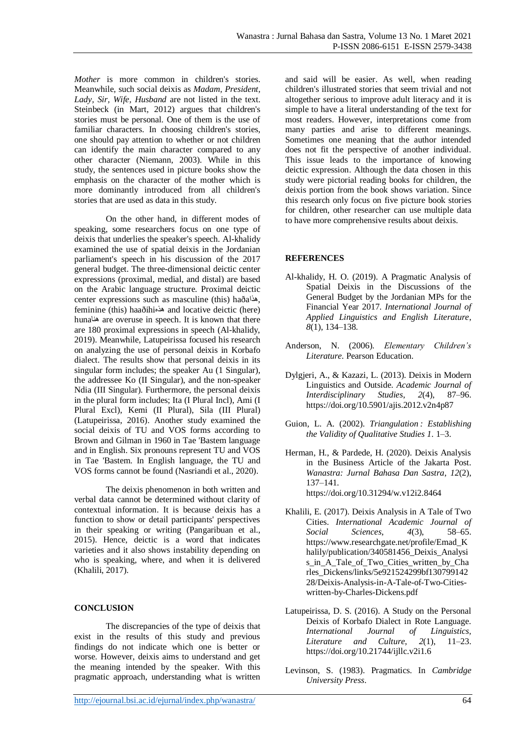*Mother* is more common in children's stories. Meanwhile, such social deixis as *Madam, President, Lady, Sir, Wife, Husband* are not listed in the text. Steinbeck (in Mart, 2012) argues that children's stories must be personal. One of them is the use of familiar characters. In choosing children's stories, one should pay attention to whether or not children can identify the main character compared to any other character (Niemann, 2003). While in this study, the sentences used in picture books show the emphasis on the character of the mother which is more dominantly introduced from all children's stories that are used as data in this study.

On the other hand, in different modes of speaking, some researchers focus on one type of deixis that underlies the speaker's speech. Al-khalidy examined the use of spatial deixis in the Jordanian parliament's speech in his discussion of the 2017 general budget. The three-dimensional deictic center expressions (proximal, medial, and distal) are based on the Arabic language structure. Proximal deictic center expressions such as masculine (this) haðaهذا, feminine (this) haaðihiهذه and locative deictic (here) hunaهنا are overuse in speech. It is known that there are 180 proximal expressions in speech (Al-khalidy, 2019). Meanwhile, Latupeirissa focused his research on analyzing the use of personal deixis in Korbafo dialect. The results show that personal deixis in its singular form includes; the speaker Au (1 Singular), the addressee Ko (II Singular), and the non-speaker Ndia (III Singular). Furthermore, the personal deixis in the plural form includes; Ita (I Plural Incl), Ami (I Plural Excl), Kemi (II Plural), Sila (III Plural) (Latupeirissa, 2016). Another study examined the social deixis of TU and VOS forms according to Brown and Gilman in 1960 in Tae 'Bastem language and in English. Six pronouns represent TU and VOS in Tae 'Bastem. In English language, the TU and VOS forms cannot be found (Nasriandi et al., 2020).

The deixis phenomenon in both written and verbal data cannot be determined without clarity of contextual information. It is because deixis has a function to show or detail participants' perspectives in their speaking or writing (Pangaribuan et al., 2015). Hence, deictic is a word that indicates varieties and it also shows instability depending on who is speaking, where, and when it is delivered (Khalili, 2017).

## CONCLUSION

The discrepancies of the type of deixis that exist in the results of this study and previous findings do not indicate which one is better or worse. However, deixis aims to understand and get the meaning intended by the speaker. With this pragmatic approach, understanding what is written and said will be easier. As well, when reading children's illustrated stories that seem trivial and not altogether serious to improve adult literacy and it is simple to have a literal understanding of the text for most readers. However, interpretations come from many parties and arise to different meanings. Sometimes one meaning that the author intended does not fit the perspective of another individual. This issue leads to the importance of knowing deictic expression. Although the data chosen in this study were pictorial reading books for children, the deixis portion from the book shows variation. Since this research only focus on five picture book stories for children, other researcher can use multiple data to have more comprehensive results about deixis.

## REFERENCES

Al-khalidy, H. O. (2019). A Pragmatic Analysis of Spatial Deixis in the Discussions of the General Budget by the Jordanian MPs for the Financial Year 2017. *International Journal of Applied Linguistics and English Literature*, *8*(1), 134–138.

Anderson, N. (2006). *Elementary Children's Literature*. Pearson Education.

Dylgjeri, A., & Kazazi, L. (2013). Deixis in Modern Linguistics and Outside. *Academic Journal of Interdisciplinary Studies*, *2*(4), 87–96. https://doi.org/10.5901/ajis.2012.v2n4p87

Guion, L. A. (2002). *Triangulation : Establishing the Validity of Qualitative Studies 1*. 1–3.

Herman, H., & Pardede, H. (2020). Deixis Analysis in the Business Article of the Jakarta Post. *Wanastra: Jurnal Bahasa Dan Sastra*, *12*(2), 137–141. https://doi.org/10.31294/w.v12i2.8464

Khalili, E. (2017). Deixis Analysis in A Tale of Two Cities. *International Academic Journal of Social Sciences*, *4*(3), 58–65. https://www.researchgate.net/profile/Emad_Khalily/publication/340581456_Deixis_Analysis_in_A_Tale_of_Two_Cities_written_by_Charles_Dickens/links/5e921524299bf13079914228/Deixis-Analysis-in-A-Tale-of-Two-Cities-written-by-Charles-Dickens.pdf

Latupeirissa, D. S. (2016). A Study on the Personal Deixis of Korbafo Dialect in Rote Language. *International Journal of Linguistics, Literature and Culture*, *2*(1), 11–23. https://doi.org/10.21744/ijllc.v2i1.6

Levinson, S. (1983). Pragmatics. In *Cambridge University Press*.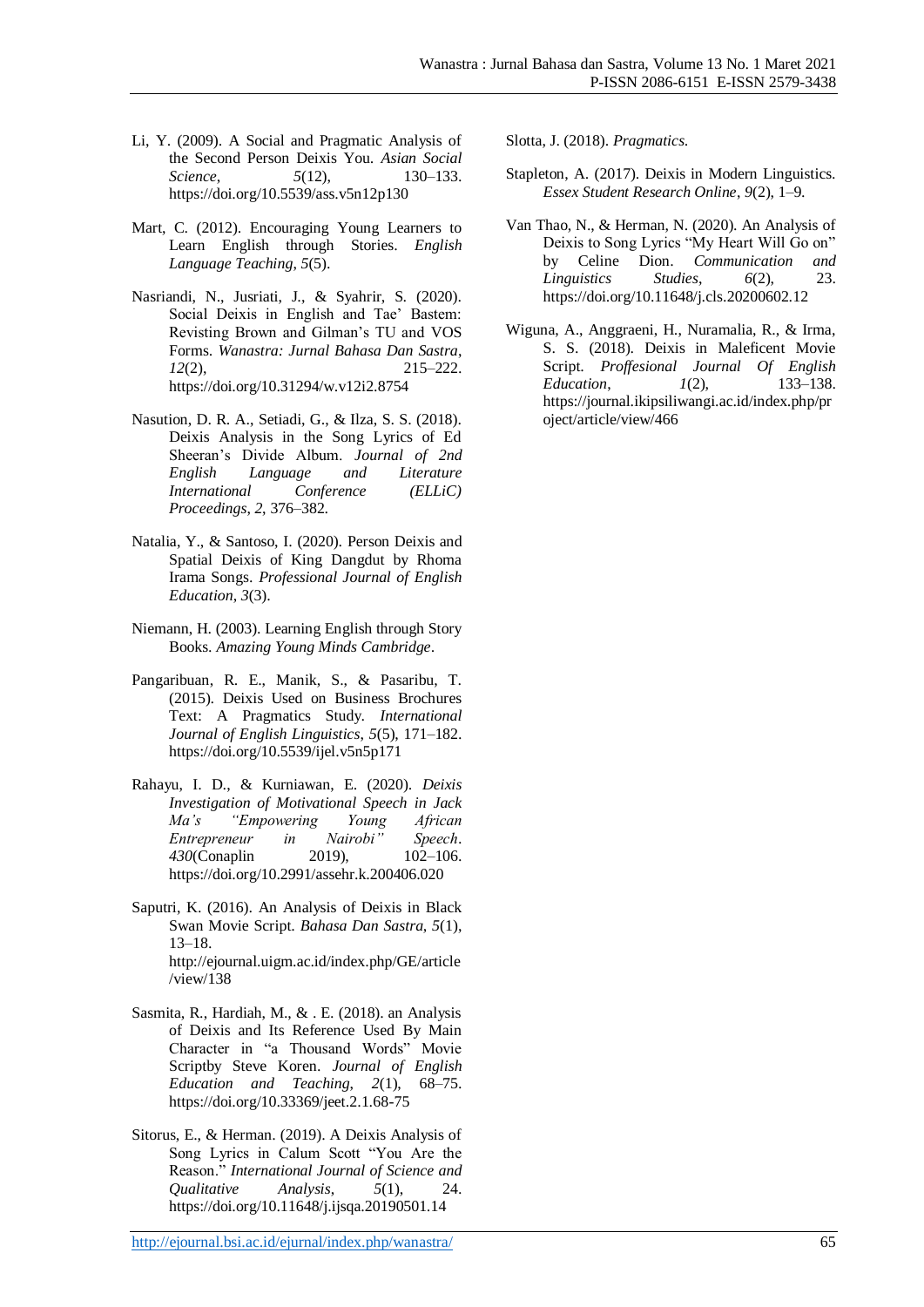Li, Y. (2009). A Social and Pragmatic Analysis of the Second Person Deixis You. *Asian Social Science*, *5*(12), 130–133. https://doi.org/10.5539/ass.v5n12p130

Mart, C. (2012). Encouraging Young Learners to Learn English through Stories. *English Language Teaching*, *5*(5).

Nasriandi, N., Jusriati, J., & Syahrir, S. (2020). Social Deixis in English and Tae' Bastem: Revisting Brown and Gilman's TU and VOS Forms. *Wanastra: Jurnal Bahasa Dan Sastra*, *12*(2), 215–222. https://doi.org/10.31294/w.v12i2.8754

Nasution, D. R. A., Setiadi, G., & Ilza, S. S. (2018). Deixis Analysis in the Song Lyrics of Ed Sheeran's Divide Album. *Journal of 2nd English Language and Literature International Conference (ELLiC) Proceedings*, *2*, 376–382.

Natalia, Y., & Santoso, I. (2020). Person Deixis and Spatial Deixis of King Dangdut by Rhoma Irama Songs. *Professional Journal of English Education*, *3*(3).

Niemann, H. (2003). Learning English through Story Books. *Amazing Young Minds Cambridge*.

Pangaribuan, R. E., Manik, S., & Pasaribu, T. (2015). Deixis Used on Business Brochures Text: A Pragmatics Study. *International Journal of English Linguistics*, *5*(5), 171–182. https://doi.org/10.5539/ijel.v5n5p171

Rahayu, I. D., & Kurniawan, E. (2020). *Deixis Investigation of Motivational Speech in Jack Ma's "Empowering Young African Entrepreneur in Nairobi" Speech*. *430*(Conaplin 2019), 102–106. https://doi.org/10.2991/assehr.k.200406.020

Saputri, K. (2016). An Analysis of Deixis in Black Swan Movie Script. *Bahasa Dan Sastra*, *5*(1), 13–18. http://ejournal.uigm.ac.id/index.php/GE/article/view/138

Sasmita, R., Hardiah, M., & . E. (2018). an Analysis of Deixis and Its Reference Used By Main Character in "a Thousand Words" Movie Scriptby Steve Koren. *Journal of English Education and Teaching*, *2*(1), 68–75. https://doi.org/10.33369/jeet.2.1.68-75

Sitorus, E., & Herman. (2019). A Deixis Analysis of Song Lyrics in Calum Scott "You Are the Reason." *International Journal of Science and Qualitative Analysis*, *5*(1), 24. https://doi.org/10.11648/j.ijsqa.20190501.14

Slotta, J. (2018). *Pragmatics*.

Stapleton, A. (2017). Deixis in Modern Linguistics. *Essex Student Research Online*, *9*(2), 1–9.

Van Thao, N., & Herman, N. (2020). An Analysis of Deixis to Song Lyrics "My Heart Will Go on" by Celine Dion. *Communication and Linguistics Studies*, *6*(2), 23. https://doi.org/10.11648/j.cls.20200602.12

Wiguna, A., Anggraeni, H., Nuramalia, R., & Irma, S. S. (2018). Deixis in Maleficent Movie Script. *Proffesional Journal Of English Education*, *1*(2), 133–138. https://journal.ikipsiliwangi.ac.id/index.php/project/article/view/466